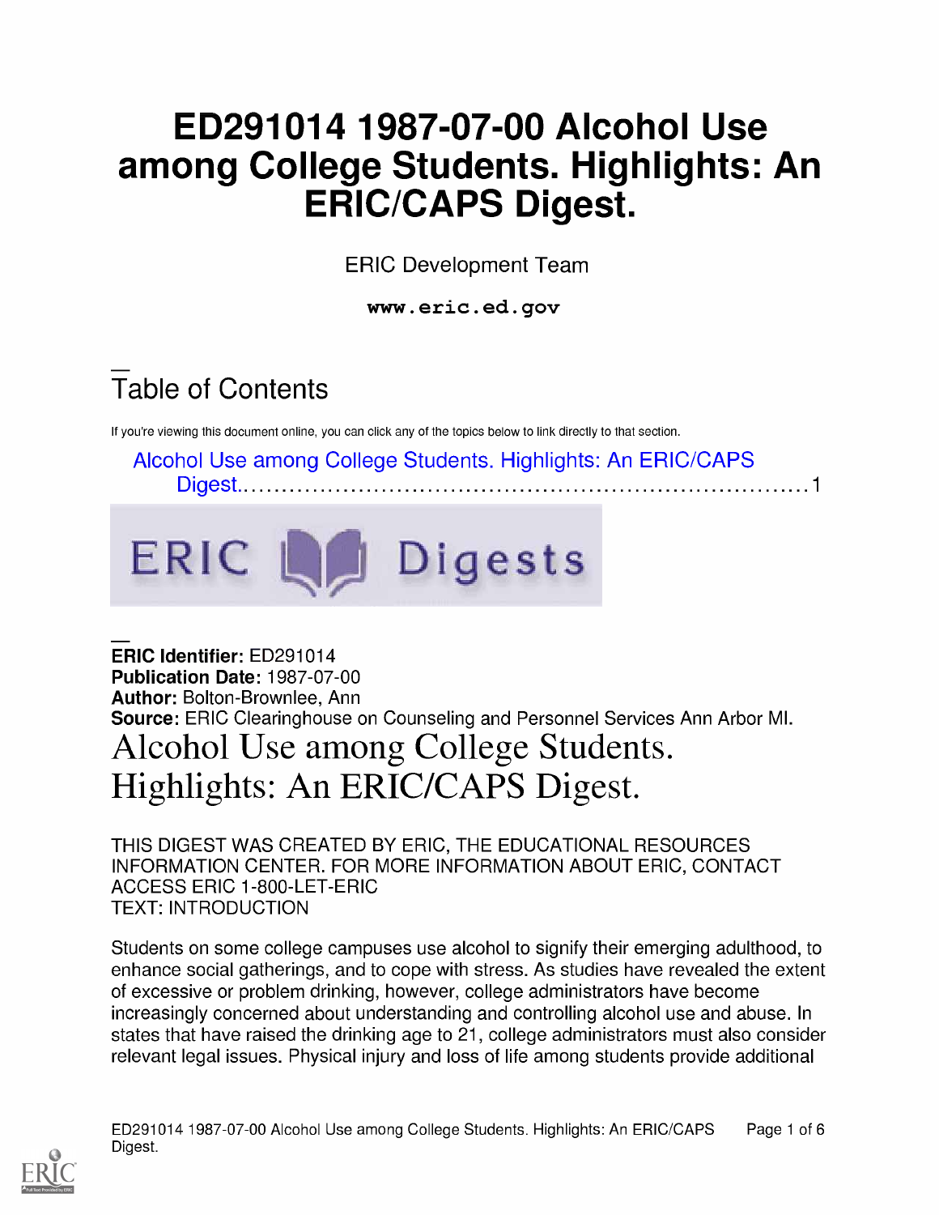# ED291014 1987-07-00 Alcohol Use among College Students. Highlights: An ERIC/CAPS Digest.

ERIC Development Team

**www.eric.ed.gov**

## Table of Contents

If you're viewing this document online, you can click any of the topics below to link directly to that section.

Alcohol Use among College Students. Highlights: An ERIC/CAPS Digest..........1

**ERIC Identifier:** ED291014
**Publication Date:** 1987-07-00
**Author:** Bolton-Brownlee, Ann
**Source:** ERIC Clearinghouse on Counseling and Personnel Services Ann Arbor MI.

# Alcohol Use among College Students. Highlights: An ERIC/CAPS Digest.

THIS DIGEST WAS CREATED BY ERIC, THE EDUCATIONAL RESOURCES INFORMATION CENTER. FOR MORE INFORMATION ABOUT ERIC, CONTACT ACCESS ERIC 1-800-LET-ERIC
TEXT: INTRODUCTION

Students on some college campuses use alcohol to signify their emerging adulthood, to enhance social gatherings, and to cope with stress. As studies have revealed the extent of excessive or problem drinking, however, college administrators have become increasingly concerned about understanding and controlling alcohol use and abuse. In states that have raised the drinking age to 21, college administrators must also consider relevant legal issues. Physical injury and loss of life among students provide additional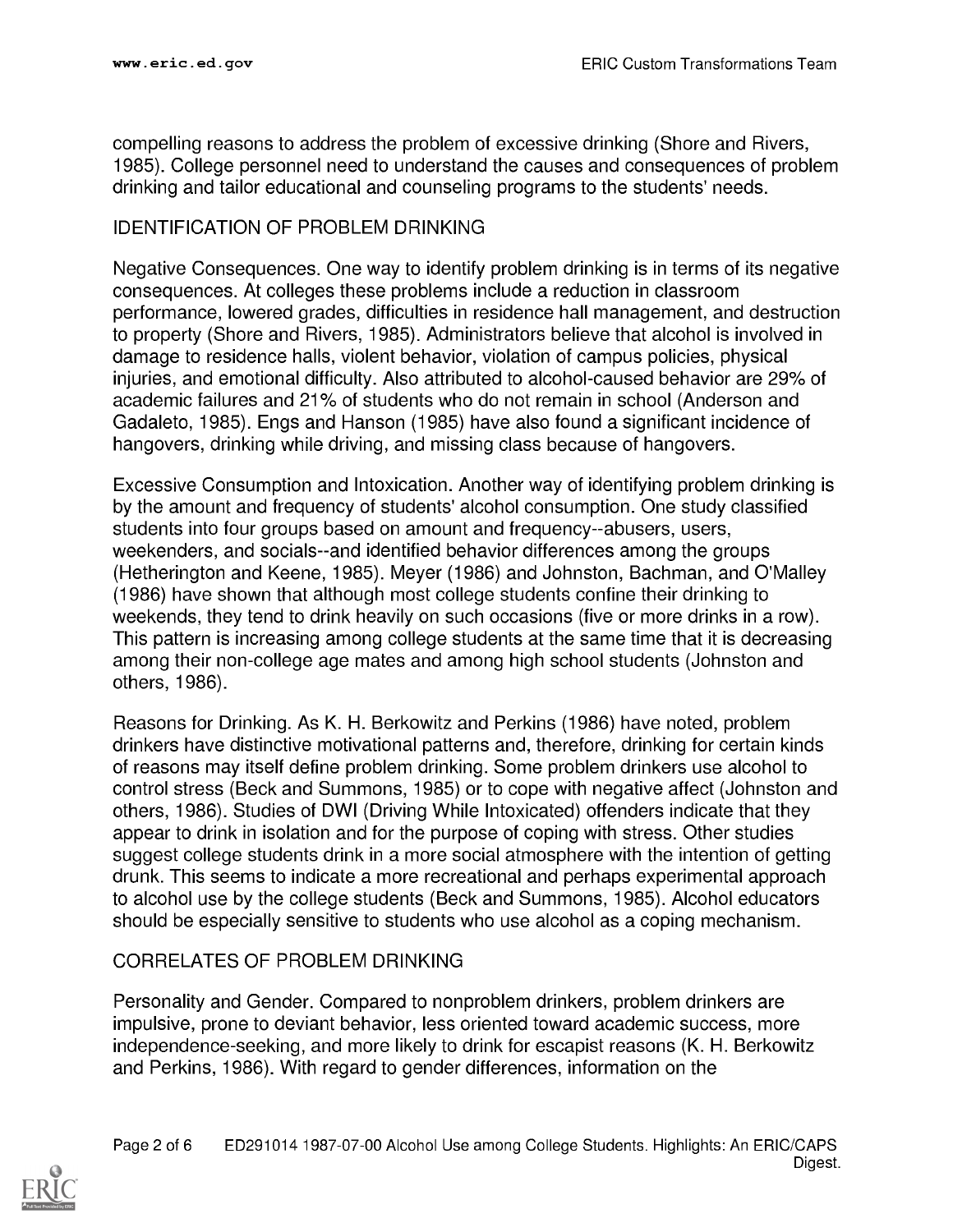compelling reasons to address the problem of excessive drinking (Shore and Rivers, 1985). College personnel need to understand the causes and consequences of problem drinking and tailor educational and counseling programs to the students' needs.

## IDENTIFICATION OF PROBLEM DRINKING

Negative Consequences. One way to identify problem drinking is in terms of its negative consequences. At colleges these problems include a reduction in classroom performance, lowered grades, difficulties in residence hall management, and destruction to property (Shore and Rivers, 1985). Administrators believe that alcohol is involved in damage to residence halls, violent behavior, violation of campus policies, physical injuries, and emotional difficulty. Also attributed to alcohol-caused behavior are 29% of academic failures and 21% of students who do not remain in school (Anderson and Gadaleto, 1985). Engs and Hanson (1985) have also found a significant incidence of hangovers, drinking while driving, and missing class because of hangovers.

Excessive Consumption and Intoxication. Another way of identifying problem drinking is by the amount and frequency of students' alcohol consumption. One study classified students into four groups based on amount and frequency--abusers, users, weekenders, and socials--and identified behavior differences among the groups (Hetherington and Keene, 1985). Meyer (1986) and Johnston, Bachman, and O'Malley (1986) have shown that although most college students confine their drinking to weekends, they tend to drink heavily on such occasions (five or more drinks in a row). This pattern is increasing among college students at the same time that it is decreasing among their non-college age mates and among high school students (Johnston and others, 1986).

Reasons for Drinking. As K. H. Berkowitz and Perkins (1986) have noted, problem drinkers have distinctive motivational patterns and, therefore, drinking for certain kinds of reasons may itself define problem drinking. Some problem drinkers use alcohol to control stress (Beck and Summons, 1985) or to cope with negative affect (Johnston and others, 1986). Studies of DWI (Driving While Intoxicated) offenders indicate that they appear to drink in isolation and for the purpose of coping with stress. Other studies suggest college students drink in a more social atmosphere with the intention of getting drunk. This seems to indicate a more recreational and perhaps experimental approach to alcohol use by the college students (Beck and Summons, 1985). Alcohol educators should be especially sensitive to students who use alcohol as a coping mechanism.

## CORRELATES OF PROBLEM DRINKING

Personality and Gender. Compared to nonproblem drinkers, problem drinkers are impulsive, prone to deviant behavior, less oriented toward academic success, more independence-seeking, and more likely to drink for escapist reasons (K. H. Berkowitz and Perkins, 1986). With regard to gender differences, information on the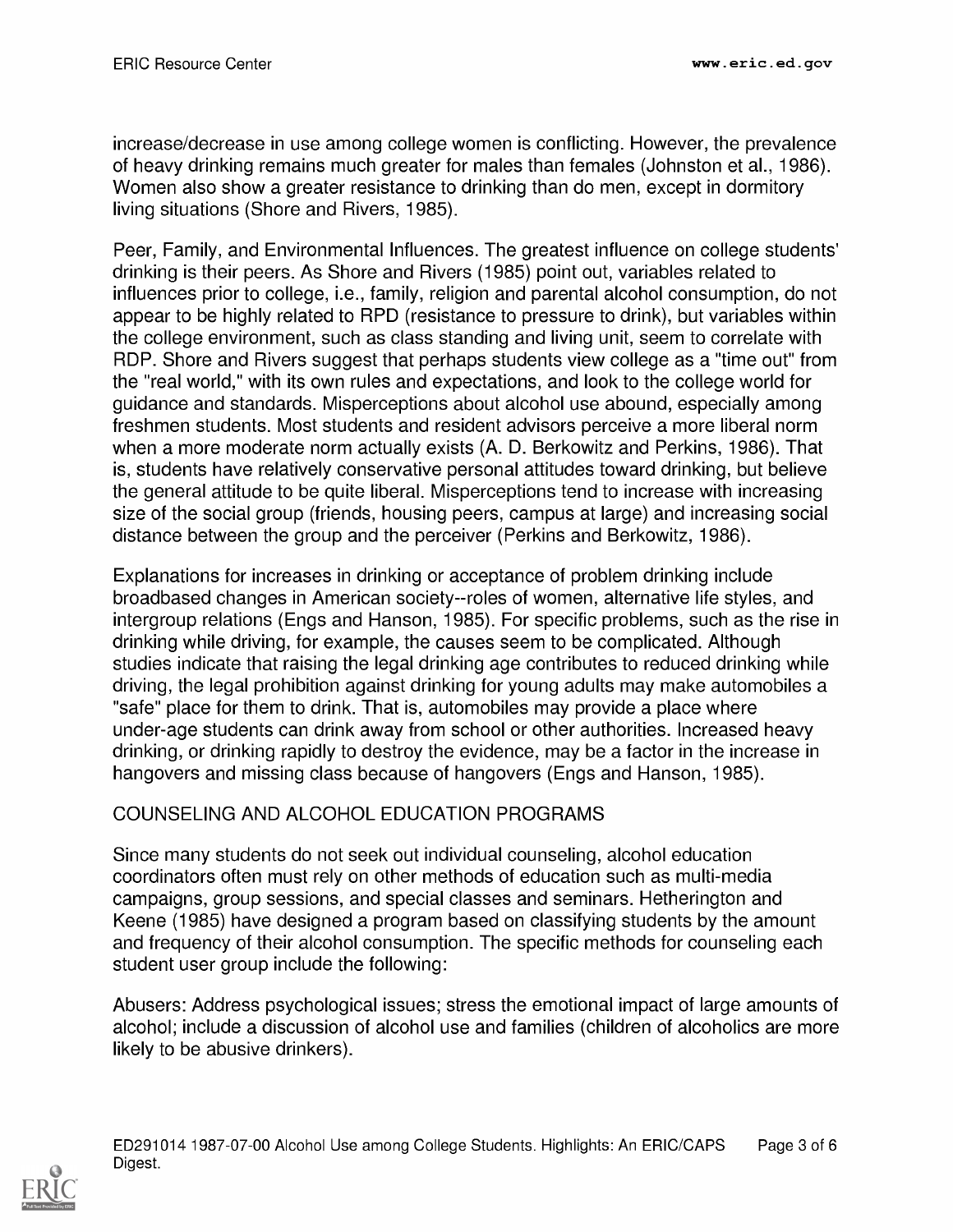increase/decrease in use among college women is conflicting. However, the prevalence of heavy drinking remains much greater for males than females (Johnston et al., 1986). Women also show a greater resistance to drinking than do men, except in dormitory living situations (Shore and Rivers, 1985).

Peer, Family, and Environmental Influences. The greatest influence on college students' drinking is their peers. As Shore and Rivers (1985) point out, variables related to influences prior to college, i.e., family, religion and parental alcohol consumption, do not appear to be highly related to RPD (resistance to pressure to drink), but variables within the college environment, such as class standing and living unit, seem to correlate with RDP. Shore and Rivers suggest that perhaps students view college as a "time out" from the "real world," with its own rules and expectations, and look to the college world for guidance and standards. Misperceptions about alcohol use abound, especially among freshmen students. Most students and resident advisors perceive a more liberal norm when a more moderate norm actually exists (A. D. Berkowitz and Perkins, 1986). That is, students have relatively conservative personal attitudes toward drinking, but believe the general attitude to be quite liberal. Misperceptions tend to increase with increasing size of the social group (friends, housing peers, campus at large) and increasing social distance between the group and the perceiver (Perkins and Berkowitz, 1986).

Explanations for increases in drinking or acceptance of problem drinking include broadbased changes in American society--roles of women, alternative life styles, and intergroup relations (Engs and Hanson, 1985). For specific problems, such as the rise in drinking while driving, for example, the causes seem to be complicated. Although studies indicate that raising the legal drinking age contributes to reduced drinking while driving, the legal prohibition against drinking for young adults may make automobiles a "safe" place for them to drink. That is, automobiles may provide a place where under-age students can drink away from school or other authorities. Increased heavy drinking, or drinking rapidly to destroy the evidence, may be a factor in the increase in hangovers and missing class because of hangovers (Engs and Hanson, 1985).

## COUNSELING AND ALCOHOL EDUCATION PROGRAMS

Since many students do not seek out individual counseling, alcohol education coordinators often must rely on other methods of education such as multi-media campaigns, group sessions, and special classes and seminars. Hetherington and Keene (1985) have designed a program based on classifying students by the amount and frequency of their alcohol consumption. The specific methods for counseling each student user group include the following:

Abusers: Address psychological issues; stress the emotional impact of large amounts of alcohol; include a discussion of alcohol use and families (children of alcoholics are more likely to be abusive drinkers).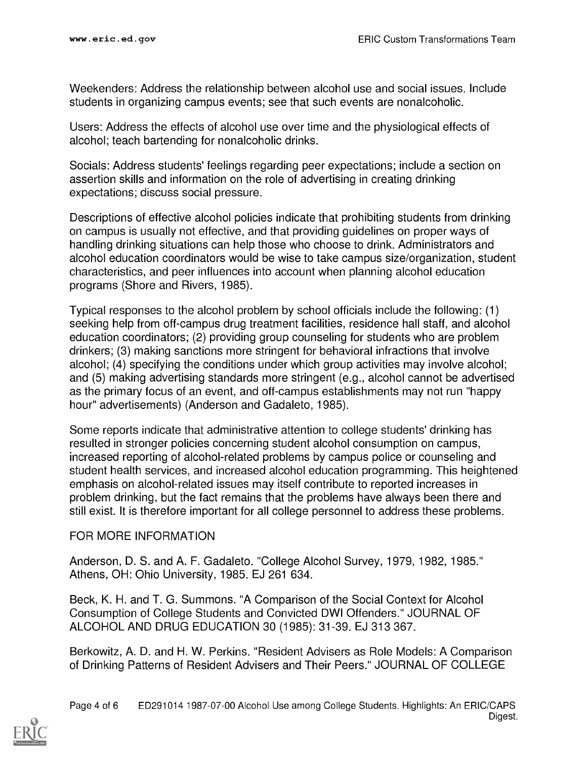Weekenders: Address the relationship between alcohol use and social issues. Include students in organizing campus events; see that such events are nonalcoholic.

Users: Address the effects of alcohol use over time and the physiological effects of alcohol; teach bartending for nonalcoholic drinks.

Socials: Address students' feelings regarding peer expectations; include a section on assertion skills and information on the role of advertising in creating drinking expectations; discuss social pressure.

Descriptions of effective alcohol policies indicate that prohibiting students from drinking on campus is usually not effective, and that providing guidelines on proper ways of handling drinking situations can help those who choose to drink. Administrators and alcohol education coordinators would be wise to take campus size/organization, student characteristics, and peer influences into account when planning alcohol education programs (Shore and Rivers, 1985).

Typical responses to the alcohol problem by school officials include the following: (1) seeking help from off-campus drug treatment facilities, residence hall staff, and alcohol education coordinators; (2) providing group counseling for students who are problem drinkers; (3) making sanctions more stringent for behavioral infractions that involve alcohol; (4) specifying the conditions under which group activities may involve alcohol; and (5) making advertising standards more stringent (e.g., alcohol cannot be advertised as the primary focus of an event, and off-campus establishments may not run "happy hour" advertisements) (Anderson and Gadaleto, 1985).

Some reports indicate that administrative attention to college students' drinking has resulted in stronger policies concerning student alcohol consumption on campus, increased reporting of alcohol-related problems by campus police or counseling and student health services, and increased alcohol education programming. This heightened emphasis on alcohol-related issues may itself contribute to reported increases in problem drinking, but the fact remains that the problems have always been there and still exist. It is therefore important for all college personnel to address these problems.

## FOR MORE INFORMATION

Anderson, D. S. and A. F. Gadaleto. "College Alcohol Survey, 1979, 1982, 1985." Athens, OH: Ohio University, 1985. EJ 261 634.

Beck, K. H. and T. G. Summons. "A Comparison of the Social Context for Alcohol Consumption of College Students and Convicted DWI Offenders." JOURNAL OF ALCOHOL AND DRUG EDUCATION 30 (1985): 31-39. EJ 313 367.

Berkowitz, A. D. and H. W. Perkins. "Resident Advisers as Role Models: A Comparison of Drinking Patterns of Resident Advisers and Their Peers." JOURNAL OF COLLEGE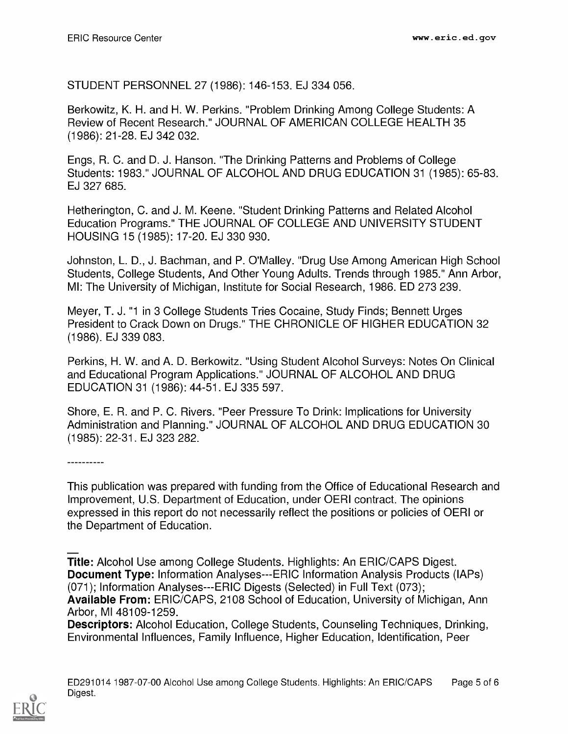STUDENT PERSONNEL 27 (1986): 146-153. EJ 334 056.

Berkowitz, K. H. and H. W. Perkins. "Problem Drinking Among College Students: A Review of Recent Research." JOURNAL OF AMERICAN COLLEGE HEALTH 35 (1986): 21-28. EJ 342 032.

Engs, R. C. and D. J. Hanson. "The Drinking Patterns and Problems of College Students: 1983." JOURNAL OF ALCOHOL AND DRUG EDUCATION 31 (1985): 65-83. EJ 327 685.

Hetherington, C. and J. M. Keene. "Student Drinking Patterns and Related Alcohol Education Programs." THE JOURNAL OF COLLEGE AND UNIVERSITY STUDENT HOUSING 15 (1985): 17-20. EJ 330 930.

Johnston, L. D., J. Bachman, and P. O'Malley. "Drug Use Among American High School Students, College Students, And Other Young Adults. Trends through 1985." Ann Arbor, MI: The University of Michigan, Institute for Social Research, 1986. ED 273 239.

Meyer, T. J. "1 in 3 College Students Tries Cocaine, Study Finds; Bennett Urges President to Crack Down on Drugs." THE CHRONICLE OF HIGHER EDUCATION 32 (1986). EJ 339 083.

Perkins, H. W. and A. D. Berkowitz. "Using Student Alcohol Surveys: Notes On Clinical and Educational Program Applications." JOURNAL OF ALCOHOL AND DRUG EDUCATION 31 (1986): 44-51. EJ 335 597.

Shore, E. R. and P. C. Rivers. "Peer Pressure To Drink: Implications for University Administration and Planning." JOURNAL OF ALCOHOL AND DRUG EDUCATION 30 (1985): 22-31. EJ 323 282.

----------

This publication was prepared with funding from the Office of Educational Research and Improvement, U.S. Department of Education, under OERI contract. The opinions expressed in this report do not necessarily reflect the positions or policies of OERI or the Department of Education.

**Title:** Alcohol Use among College Students. Highlights: An ERIC/CAPS Digest.
**Document Type:** Information Analyses---ERIC Information Analysis Products (IAPs) (071); Information Analyses---ERIC Digests (Selected) in Full Text (073);
**Available From:** ERIC/CAPS, 2108 School of Education, University of Michigan, Ann Arbor, MI 48109-1259.
**Descriptors:** Alcohol Education, College Students, Counseling Techniques, Drinking, Environmental Influences, Family Influence, Higher Education, Identification, Peer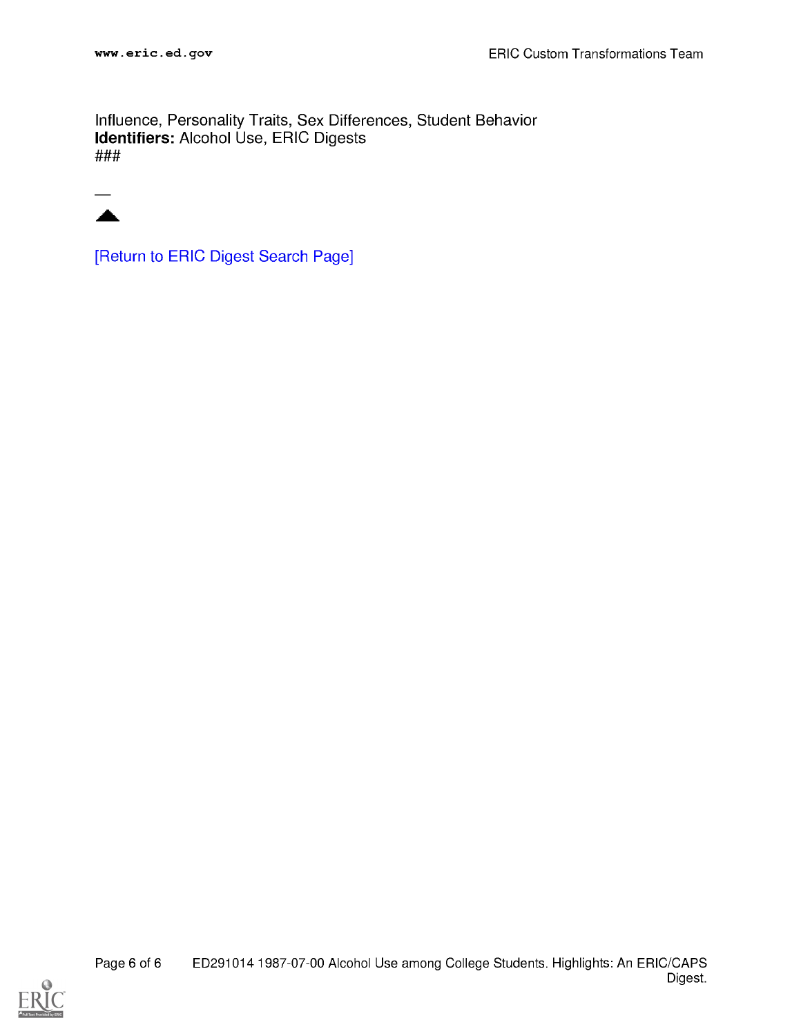Influence, Personality Traits, Sex Differences, Student Behavior
**Identifiers:** Alcohol Use, ERIC Digests
###

—

[Return to ERIC Digest Search Page]